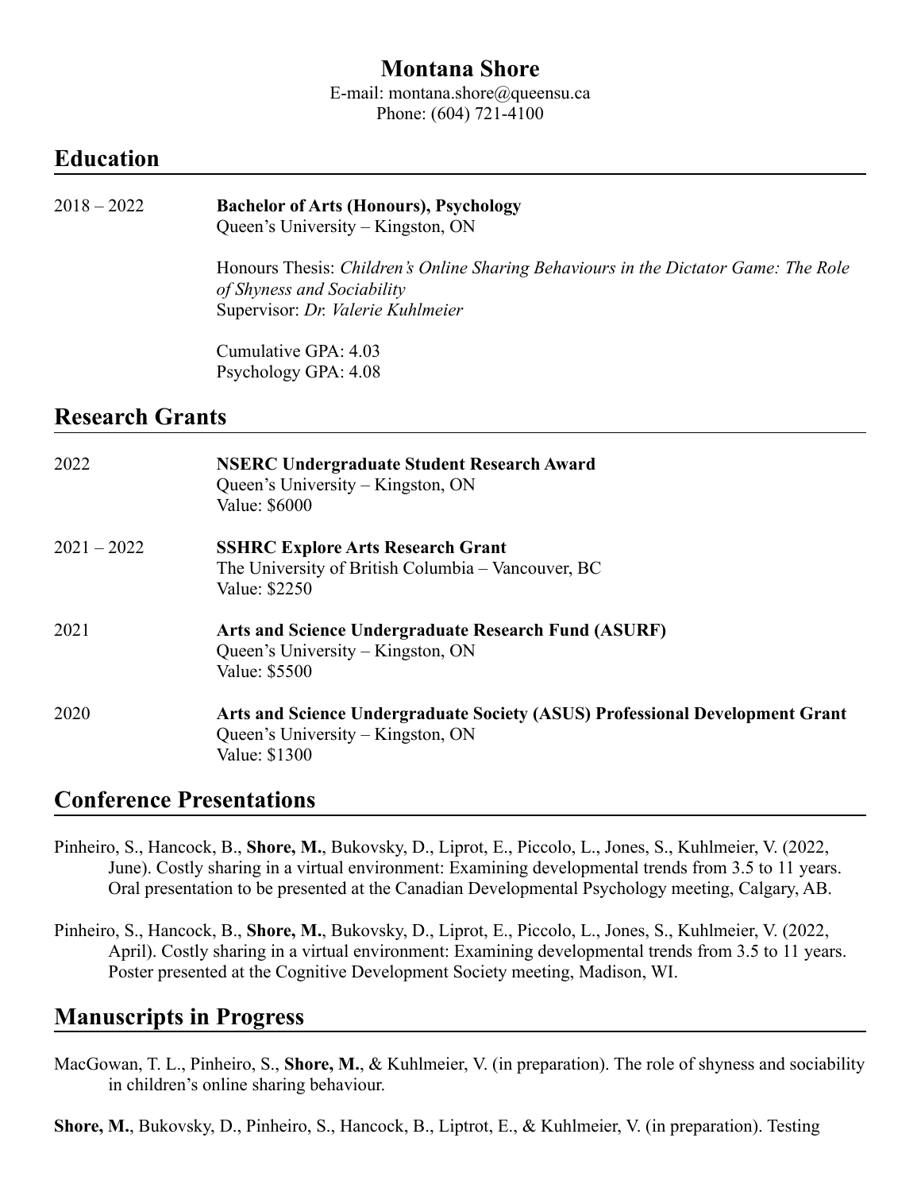# Montana Shore

E-mail: montana.shore@queensu.ca
Phone: (604) 721-4100

## Education

2018 – 2022 **Bachelor of Arts (Honours), Psychology**
Queen's University – Kingston, ON

Honours Thesis: *Children's Online Sharing Behaviours in the Dictator Game: The Role of Shyness and Sociability*
Supervisor: *Dr. Valerie Kuhlmeier*

Cumulative GPA: 4.03
Psychology GPA: 4.08

## Research Grants

2022 **NSERC Undergraduate Student Research Award**
Queen's University – Kingston, ON
Value: $6000

2021 – 2022 **SSHRC Explore Arts Research Grant**
The University of British Columbia – Vancouver, BC
Value: $2250

2021 **Arts and Science Undergraduate Research Fund (ASURF)**
Queen's University – Kingston, ON
Value: $5500

2020 **Arts and Science Undergraduate Society (ASUS) Professional Development Grant**
Queen's University – Kingston, ON
Value: $1300

## Conference Presentations

Pinheiro, S., Hancock, B., **Shore, M.**, Bukovsky, D., Liprot, E., Piccolo, L., Jones, S., Kuhlmeier, V. (2022, June). Costly sharing in a virtual environment: Examining developmental trends from 3.5 to 11 years. Oral presentation to be presented at the Canadian Developmental Psychology meeting, Calgary, AB.

Pinheiro, S., Hancock, B., **Shore, M.**, Bukovsky, D., Liprot, E., Piccolo, L., Jones, S., Kuhlmeier, V. (2022, April). Costly sharing in a virtual environment: Examining developmental trends from 3.5 to 11 years. Poster presented at the Cognitive Development Society meeting, Madison, WI.

## Manuscripts in Progress

MacGowan, T. L., Pinheiro, S., **Shore, M.**, & Kuhlmeier, V. (in preparation). The role of shyness and sociability in children's online sharing behaviour.

**Shore, M.**, Bukovsky, D., Pinheiro, S., Hancock, B., Liptrot, E., & Kuhlmeier, V. (in preparation). Testing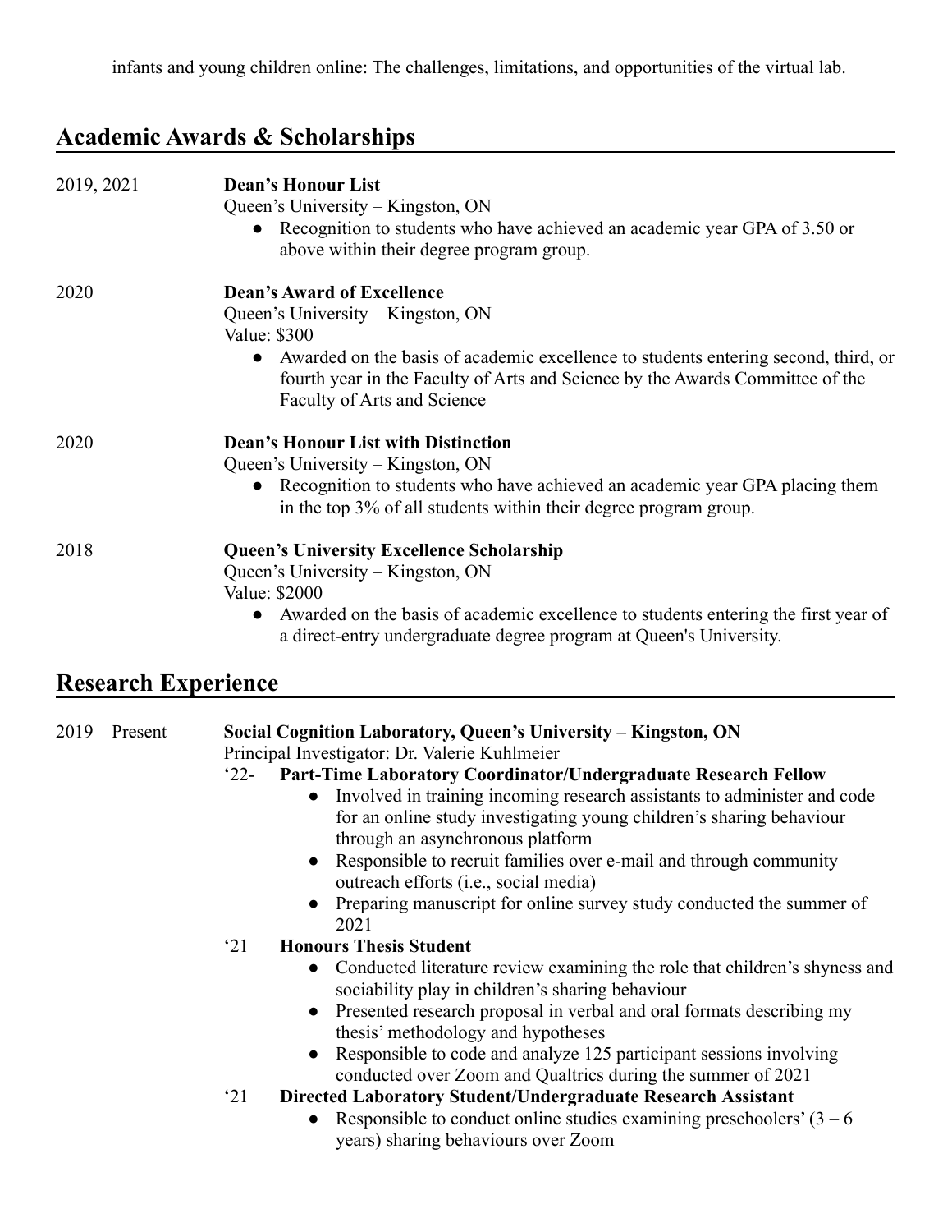infants and young children online: The challenges, limitations, and opportunities of the virtual lab.

## Academic Awards & Scholarships

2019, 2021 — **Dean's Honour List**
Queen's University – Kingston, ON
- Recognition to students who have achieved an academic year GPA of 3.50 or above within their degree program group.

2020 — **Dean's Award of Excellence**
Queen's University – Kingston, ON
Value: $300
- Awarded on the basis of academic excellence to students entering second, third, or fourth year in the Faculty of Arts and Science by the Awards Committee of the Faculty of Arts and Science

2020 — **Dean's Honour List with Distinction**
Queen's University – Kingston, ON
- Recognition to students who have achieved an academic year GPA placing them in the top 3% of all students within their degree program group.

2018 — **Queen's University Excellence Scholarship**
Queen's University – Kingston, ON
Value: $2000
- Awarded on the basis of academic excellence to students entering the first year of a direct-entry undergraduate degree program at Queen's University.

## Research Experience

2019 – Present — **Social Cognition Laboratory, Queen's University – Kingston, ON**
Principal Investigator: Dr. Valerie Kuhlmeier

'22- **Part-Time Laboratory Coordinator/Undergraduate Research Fellow**
- Involved in training incoming research assistants to administer and code for an online study investigating young children's sharing behaviour through an asynchronous platform
- Responsible to recruit families over e-mail and through community outreach efforts (i.e., social media)
- Preparing manuscript for online survey study conducted the summer of 2021

'21 **Honours Thesis Student**
- Conducted literature review examining the role that children's shyness and sociability play in children's sharing behaviour
- Presented research proposal in verbal and oral formats describing my thesis' methodology and hypotheses
- Responsible to code and analyze 125 participant sessions involving conducted over Zoom and Qualtrics during the summer of 2021

'21 **Directed Laboratory Student/Undergraduate Research Assistant**
- Responsible to conduct online studies examining preschoolers' (3 – 6 years) sharing behaviours over Zoom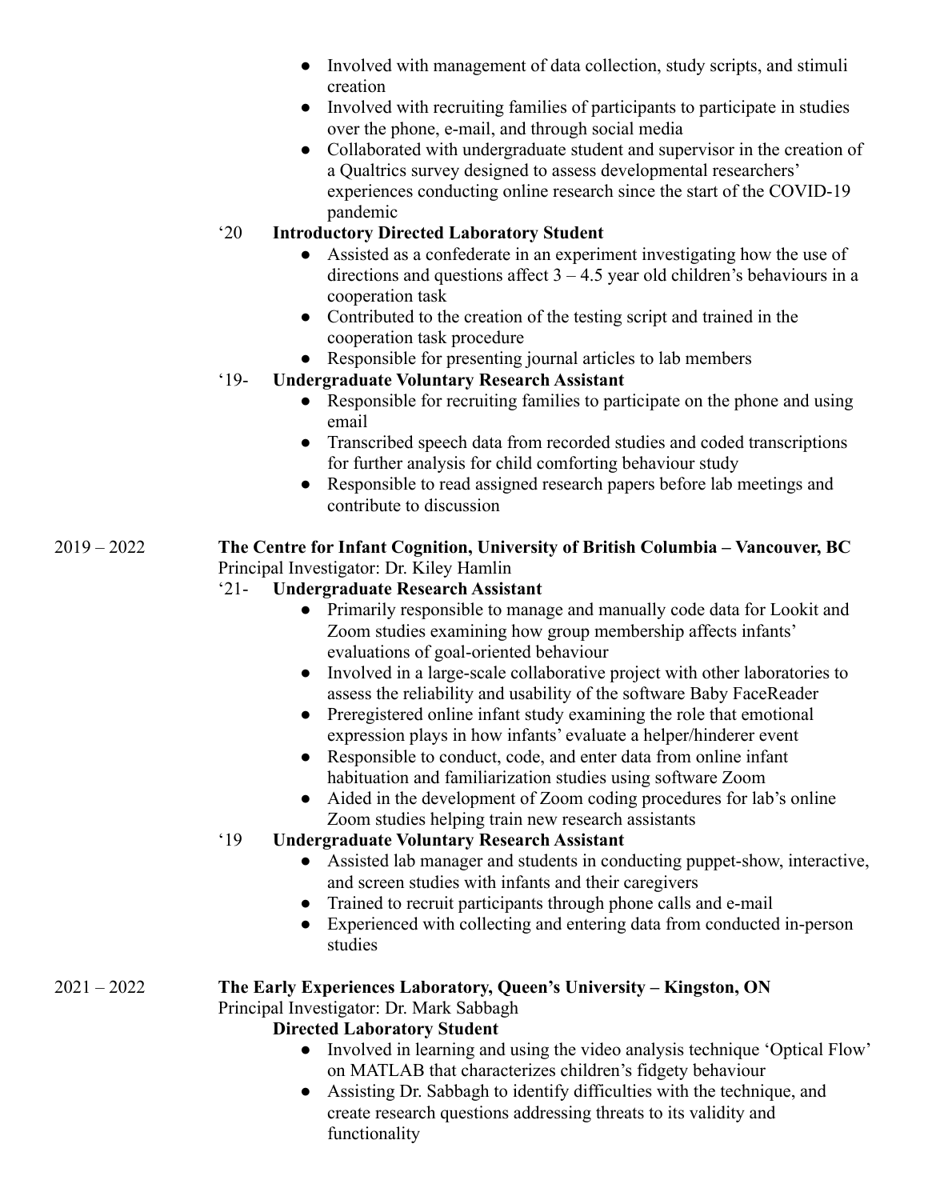- Involved with management of data collection, study scripts, and stimuli creation
- Involved with recruiting families of participants to participate in studies over the phone, e-mail, and through social media
- Collaborated with undergraduate student and supervisor in the creation of a Qualtrics survey designed to assess developmental researchers' experiences conducting online research since the start of the COVID-19 pandemic

'20 **Introductory Directed Laboratory Student**

- Assisted as a confederate in an experiment investigating how the use of directions and questions affect 3 – 4.5 year old children's behaviours in a cooperation task
- Contributed to the creation of the testing script and trained in the cooperation task procedure
- Responsible for presenting journal articles to lab members

'19- **Undergraduate Voluntary Research Assistant**

- Responsible for recruiting families to participate on the phone and using email
- Transcribed speech data from recorded studies and coded transcriptions for further analysis for child comforting behaviour study
- Responsible to read assigned research papers before lab meetings and contribute to discussion

2019 – 2022 **The Centre for Infant Cognition, University of British Columbia – Vancouver, BC**
Principal Investigator: Dr. Kiley Hamlin

'21- **Undergraduate Research Assistant**

- Primarily responsible to manage and manually code data for Lookit and Zoom studies examining how group membership affects infants' evaluations of goal-oriented behaviour
- Involved in a large-scale collaborative project with other laboratories to assess the reliability and usability of the software Baby FaceReader
- Preregistered online infant study examining the role that emotional expression plays in how infants' evaluate a helper/hinderer event
- Responsible to conduct, code, and enter data from online infant habituation and familiarization studies using software Zoom
- Aided in the development of Zoom coding procedures for lab's online Zoom studies helping train new research assistants

'19 **Undergraduate Voluntary Research Assistant**

- Assisted lab manager and students in conducting puppet-show, interactive, and screen studies with infants and their caregivers
- Trained to recruit participants through phone calls and e-mail
- Experienced with collecting and entering data from conducted in-person studies

2021 – 2022 **The Early Experiences Laboratory, Queen's University – Kingston, ON**
Principal Investigator: Dr. Mark Sabbagh

**Directed Laboratory Student**

- Involved in learning and using the video analysis technique 'Optical Flow' on MATLAB that characterizes children's fidgety behaviour
- Assisting Dr. Sabbagh to identify difficulties with the technique, and create research questions addressing threats to its validity and functionality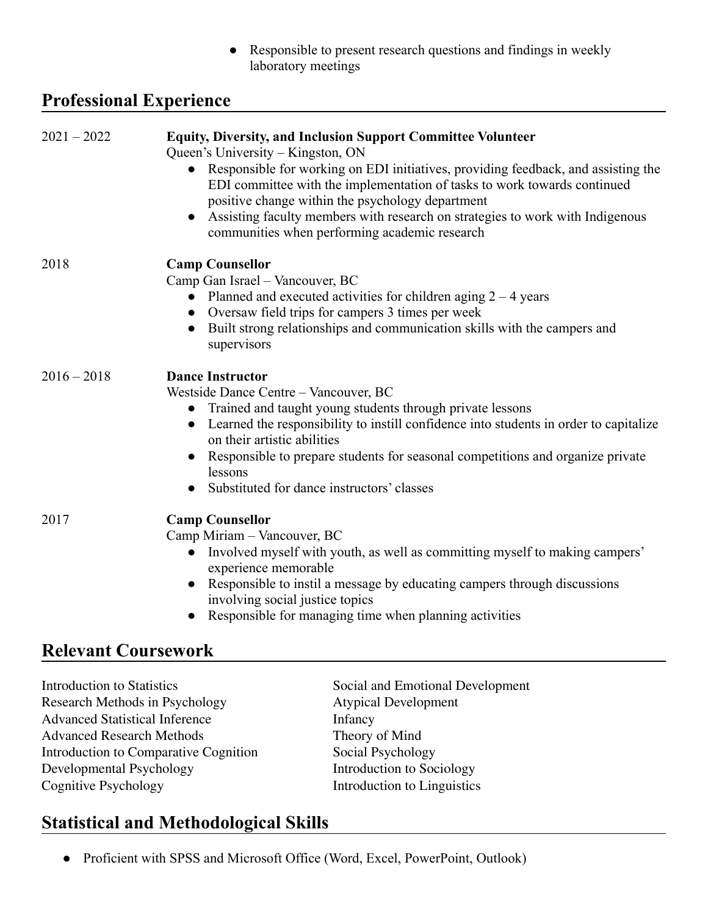- Responsible to present research questions and findings in weekly laboratory meetings

## Professional Experience

2021 – 2022 **Equity, Diversity, and Inclusion Support Committee Volunteer**
Queen's University – Kingston, ON

- Responsible for working on EDI initiatives, providing feedback, and assisting the EDI committee with the implementation of tasks to work towards continued positive change within the psychology department
- Assisting faculty members with research on strategies to work with Indigenous communities when performing academic research

2018 **Camp Counsellor**
Camp Gan Israel – Vancouver, BC

- Planned and executed activities for children aging 2 – 4 years
- Oversaw field trips for campers 3 times per week
- Built strong relationships and communication skills with the campers and supervisors

2016 – 2018 **Dance Instructor**
Westside Dance Centre – Vancouver, BC

- Trained and taught young students through private lessons
- Learned the responsibility to instill confidence into students in order to capitalize on their artistic abilities
- Responsible to prepare students for seasonal competitions and organize private lessons
- Substituted for dance instructors' classes

2017 **Camp Counsellor**
Camp Miriam – Vancouver, BC

- Involved myself with youth, as well as committing myself to making campers' experience memorable
- Responsible to instil a message by educating campers through discussions involving social justice topics
- Responsible for managing time when planning activities

## Relevant Coursework

Introduction to Statistics
Research Methods in Psychology
Advanced Statistical Inference
Advanced Research Methods
Introduction to Comparative Cognition
Developmental Psychology
Cognitive Psychology
Social and Emotional Development
Atypical Development
Infancy
Theory of Mind
Social Psychology
Introduction to Sociology
Introduction to Linguistics

## Statistical and Methodological Skills

- Proficient with SPSS and Microsoft Office (Word, Excel, PowerPoint, Outlook)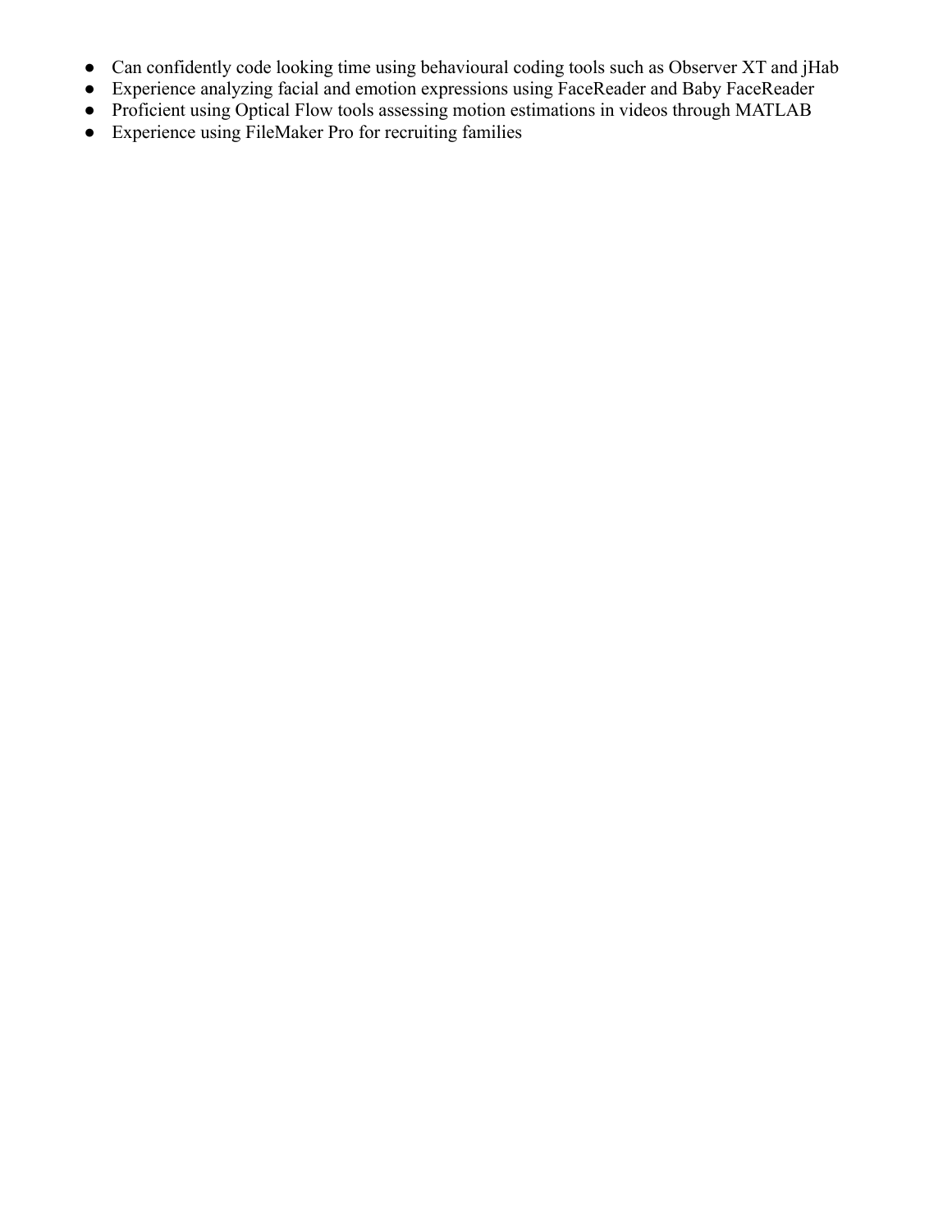- Can confidently code looking time using behavioural coding tools such as Observer XT and jHab
- Experience analyzing facial and emotion expressions using FaceReader and Baby FaceReader
- Proficient using Optical Flow tools assessing motion estimations in videos through MATLAB
- Experience using FileMaker Pro for recruiting families